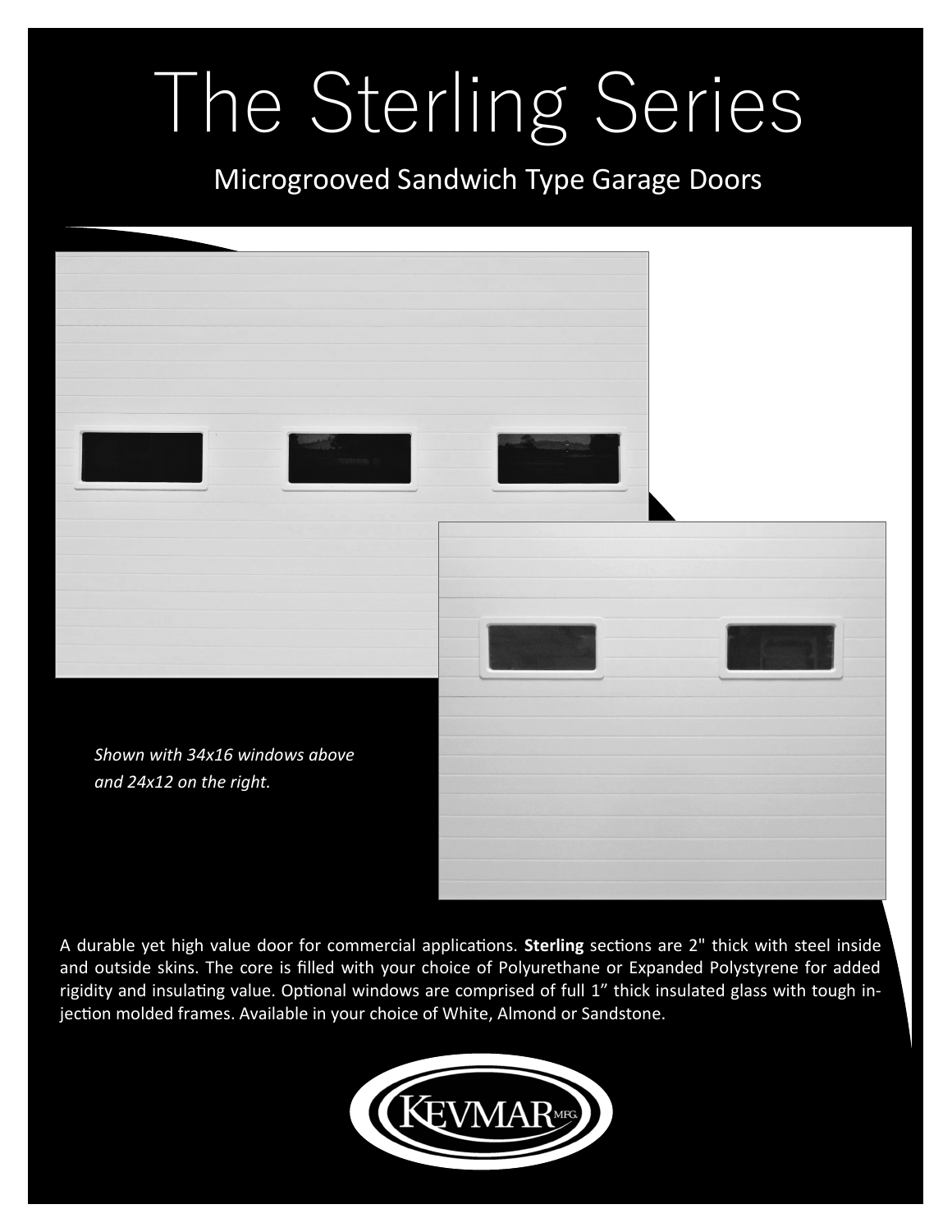# The Sterling Series

## Microgrooved Sandwich Type Garage Doors

*Shown with 34x16 windows above and 24x12 on the right.*

A durable yet high value door for commercial applications. **Sterling** sections are 2" thick with steel inside and outside skins. The core is filled with your choice of Polyurethane or Expanded Polystyrene for added rigidity and insulating value. Optional windows are comprised of full 1" thick insulated glass with tough injection molded frames. Available in your choice of White, Almond or Sandstone.

KEVMAR MFG.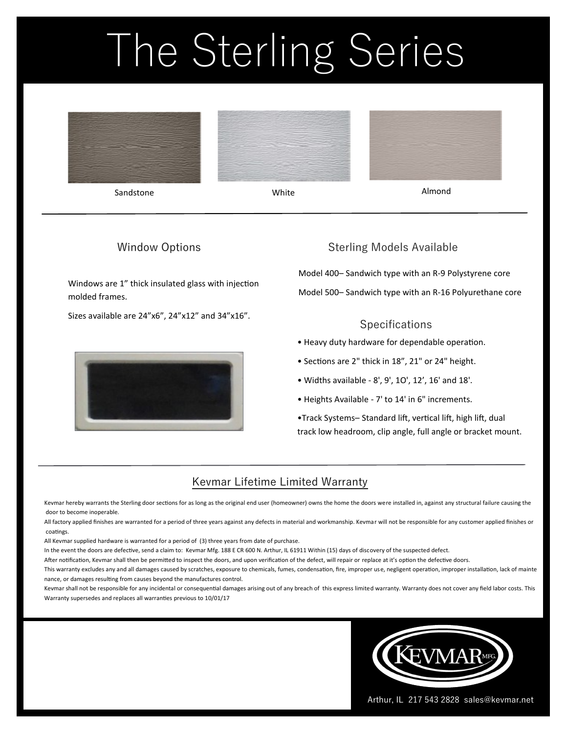# The Sterling Series

Sandstone

White

Almond

## Window Options

Windows are 1" thick insulated glass with injection molded frames.

Sizes available are 24"x6", 24"x12" and 34"x16".

## Sterling Models Available

Model 400– Sandwich type with an R-9 Polystyrene core

Model 500– Sandwich type with an R-16 Polyurethane core

## Specifications

- Heavy duty hardware for dependable operation.
- Sections are 2" thick in 18", 21" or 24" height.
- Widths available - 8', 9', 1O', 12', 16' and 18'.
- Heights Available - 7' to 14' in 6" increments.
- Track Systems– Standard lift, vertical lift, high lift, dual track low headroom, clip angle, full angle or bracket mount.

## Kevmar Lifetime Limited Warranty

Kevmar hereby warrants the Sterling door sections for as long as the original end user (homeowner) owns the home the doors were installed in, against any structural failure causing the door to become inoperable.

All factory applied finishes are warranted for a period of three years against any defects in material and workmanship. Kevmar will not be responsible for any customer applied finishes or coatings.

All Kevmar supplied hardware is warranted for a period of (3) three years from date of purchase.

In the event the doors are defective, send a claim to: Kevmar Mfg. 188 E CR 600 N. Arthur, IL 61911 Within (15) days of discovery of the suspected defect.

After notification, Kevmar shall then be permitted to inspect the doors, and upon verification of the defect, will repair or replace at it's option the defective doors.

This warranty excludes any and all damages caused by scratches, exposure to chemicals, fumes, condensation, fire, improper use, negligent operation, improper installation, lack of maintenance, or damages resulting from causes beyond the manufactures control.

Kevmar shall not be responsible for any incidental or consequential damages arising out of any breach of this express limited warranty. Warranty does not cover any field labor costs. This Warranty supersedes and replaces all warranties previous to 10/01/17

KEVMAR MFG.

Arthur, IL 217 543 2828 sales@kevmar.net